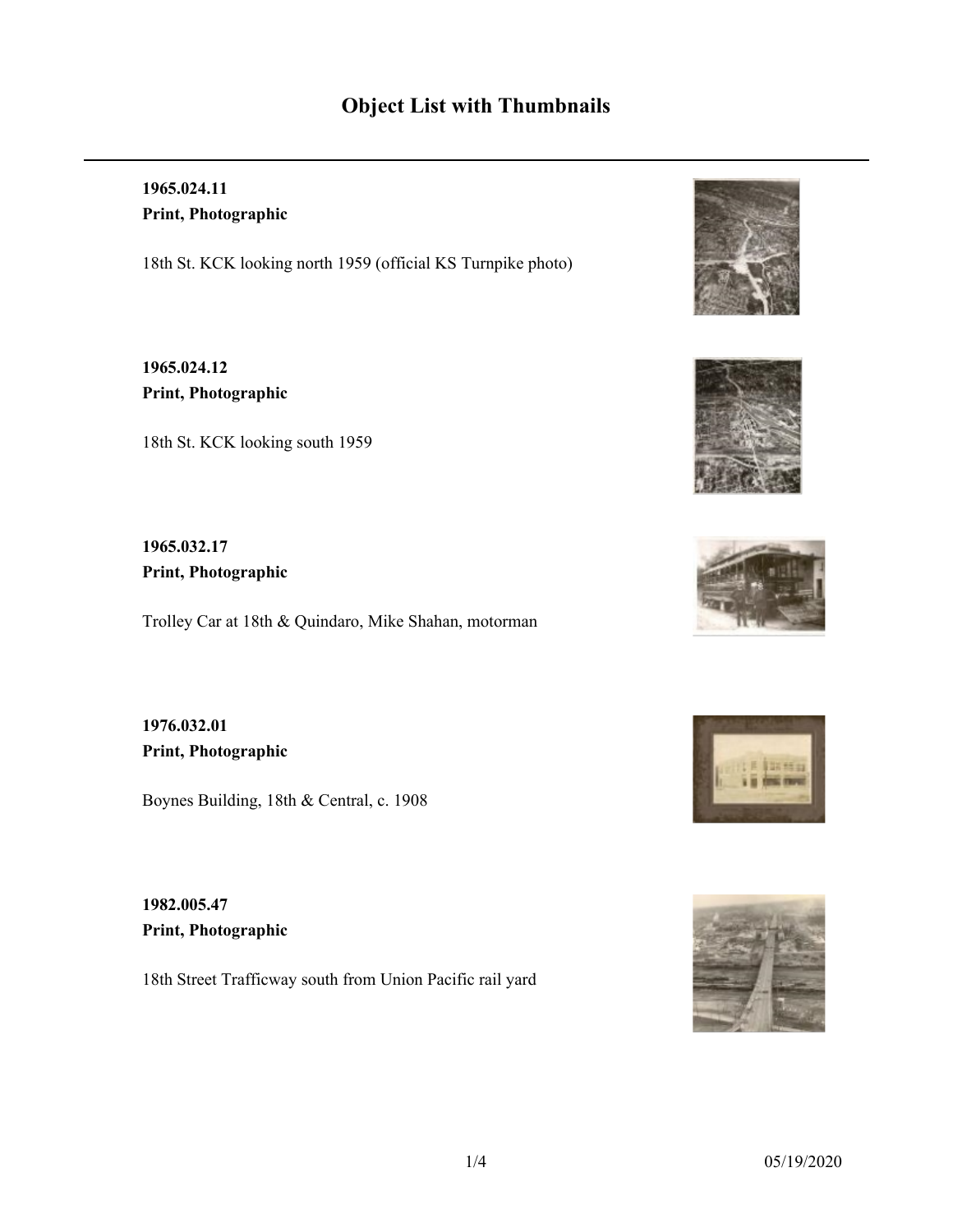# Object List with Thumbnails

**1965.024.11**
**Print, Photographic**

18th St. KCK looking north 1959 (official KS Turnpike photo)

**1965.024.12**
**Print, Photographic**

18th St. KCK looking south 1959

**1965.032.17**
**Print, Photographic**

Trolley Car at 18th & Quindaro, Mike Shahan, motorman

**1976.032.01**
**Print, Photographic**

Boynes Building, 18th & Central, c. 1908

**1982.005.47**
**Print, Photographic**

18th Street Trafficway south from Union Pacific rail yard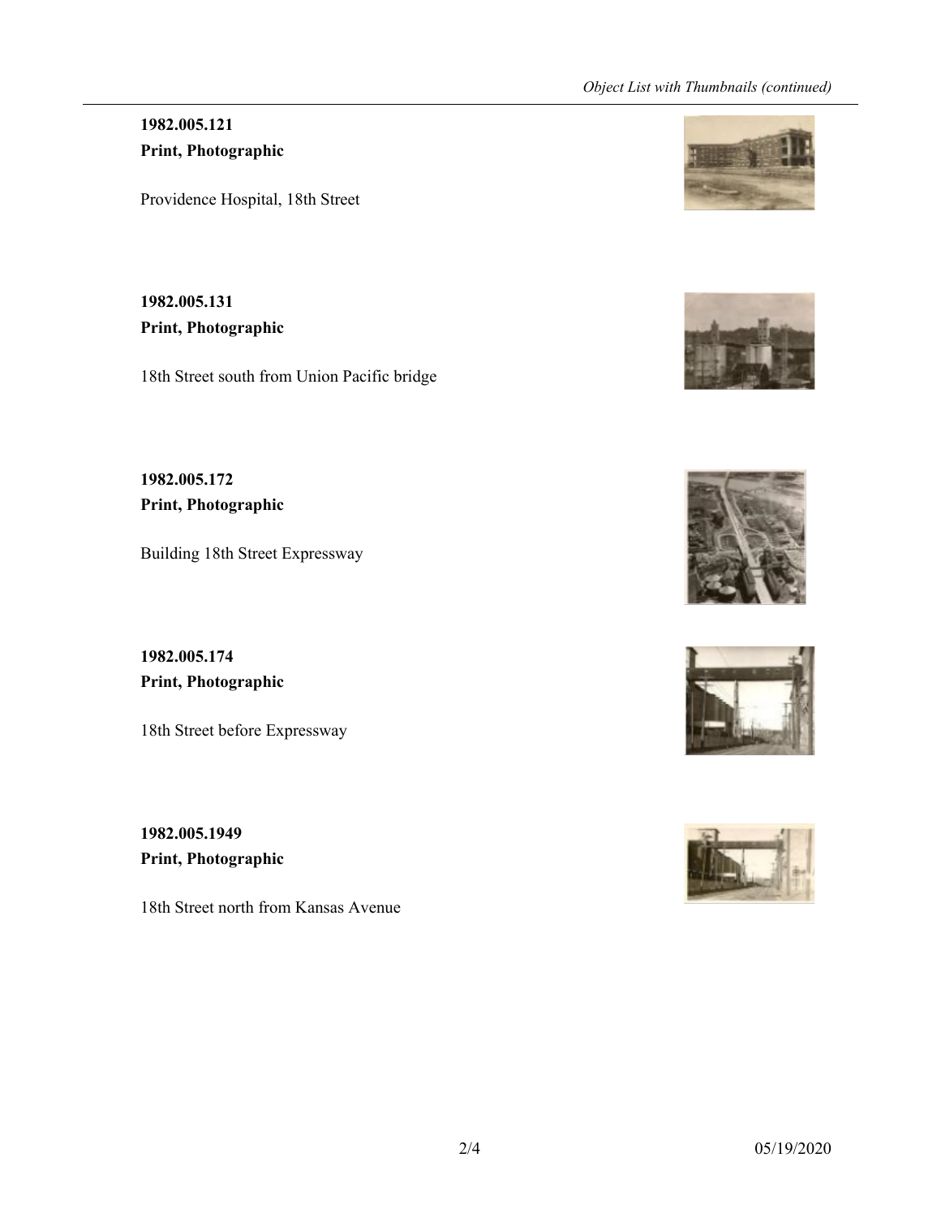**1982.005.121**
**Print, Photographic**

Providence Hospital, 18th Street

**1982.005.131**
**Print, Photographic**

18th Street south from Union Pacific bridge

**1982.005.172**
**Print, Photographic**

Building 18th Street Expressway

**1982.005.174**
**Print, Photographic**

18th Street before Expressway

**1982.005.1949**
**Print, Photographic**

18th Street north from Kansas Avenue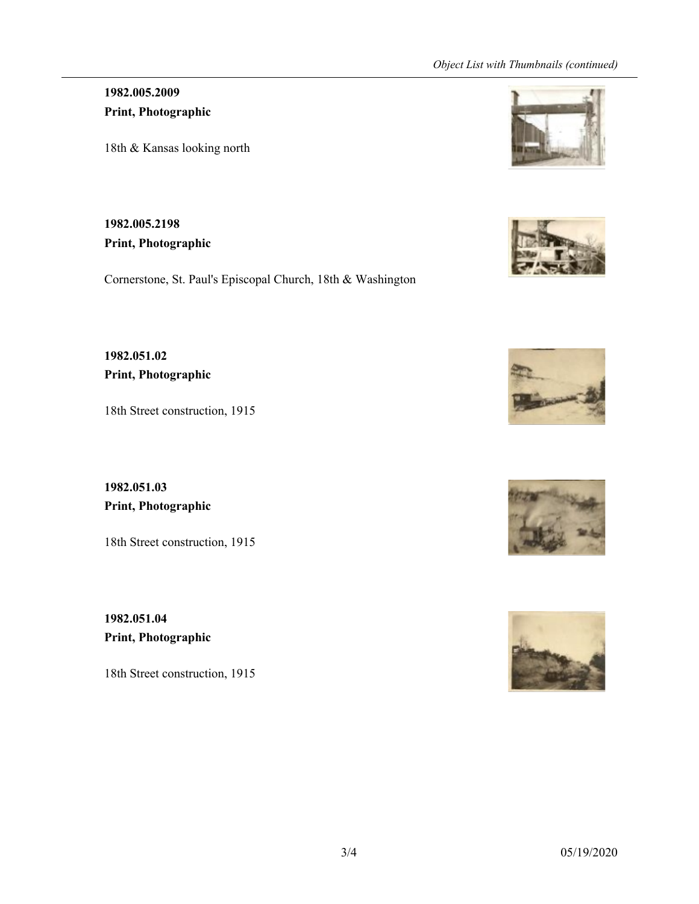**1982.005.2009**
**Print, Photographic**

18th & Kansas looking north

**1982.005.2198**
**Print, Photographic**

Cornerstone, St. Paul's Episcopal Church, 18th & Washington

**1982.051.02**
**Print, Photographic**

18th Street construction, 1915

**1982.051.03**
**Print, Photographic**

18th Street construction, 1915

**1982.051.04**
**Print, Photographic**

18th Street construction, 1915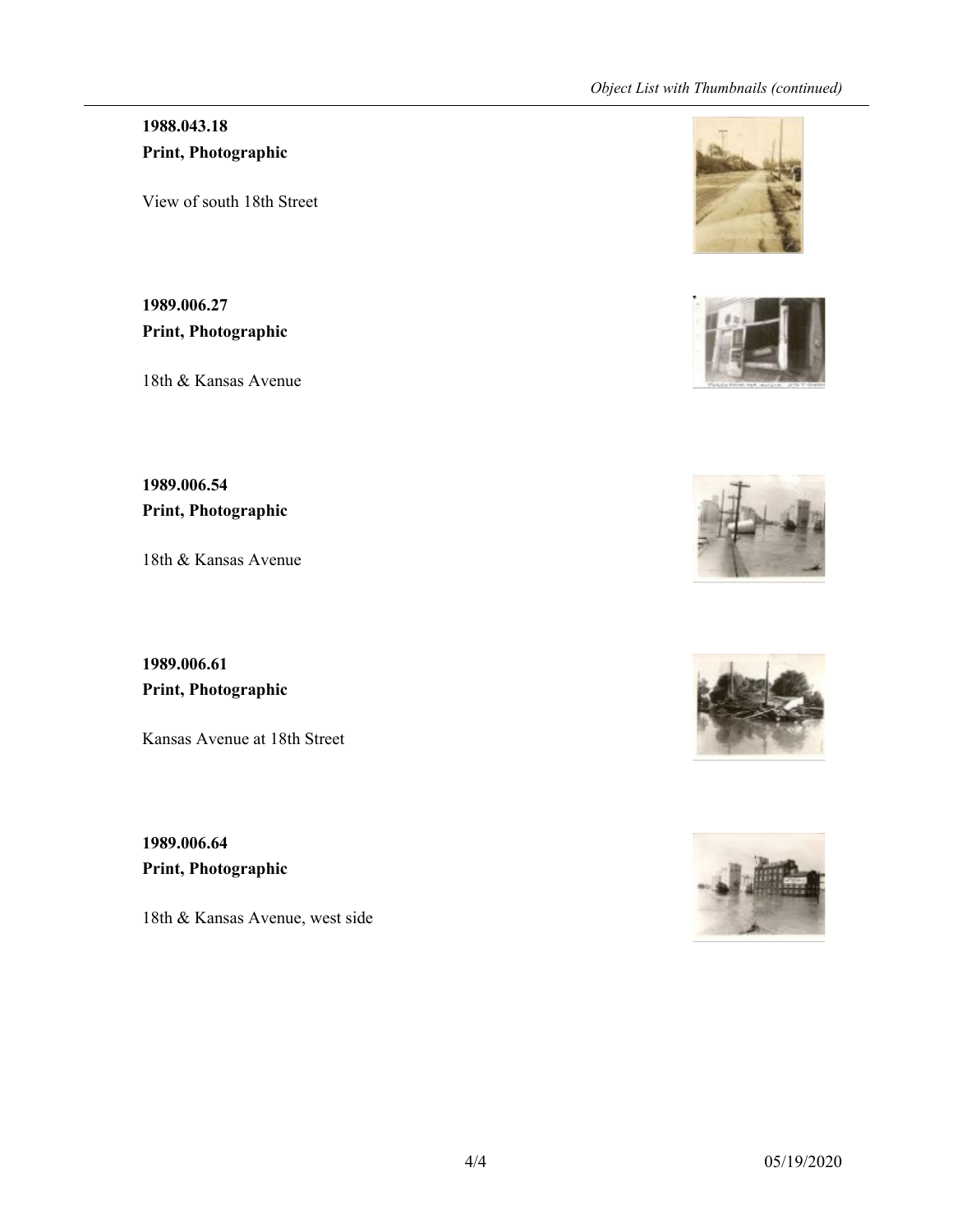**1988.043.18**
**Print, Photographic**

View of south 18th Street

**1989.006.27**
**Print, Photographic**

18th & Kansas Avenue

**1989.006.54**
**Print, Photographic**

18th & Kansas Avenue

**1989.006.61**
**Print, Photographic**

Kansas Avenue at 18th Street

**1989.006.64**
**Print, Photographic**

18th & Kansas Avenue, west side